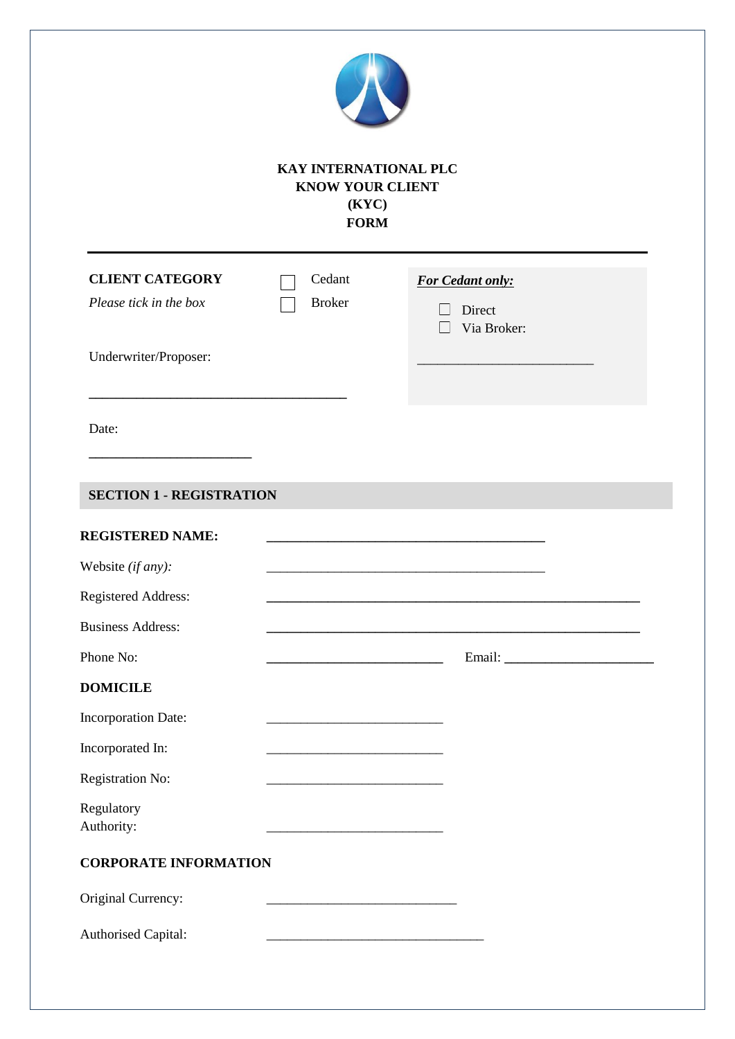**KAY INTERNATIONAL PLC**
**KNOW YOUR CLIENT**
**(KYC)**
**FORM**

---

**CLIENT CATEGORY**

*Please tick in the box*

☐ Cedant

☐ Broker

***For Cedant only:***

☐ Direct

☐ Via Broker:

_________________________

Underwriter/Proposer:

_____________________________________

Date:

_______________________

## SECTION 1 - REGISTRATION

**REGISTERED NAME:** ________________________________________

Website *(if any)*: ________________________________________

Registered Address: ______________________________________________________

Business Address: ______________________________________________________

Phone No: _________________________ Email: _____________________

**DOMICILE**

Incorporation Date: _________________________

Incorporated In: _________________________

Registration No: _________________________

Regulatory Authority: _________________________

**CORPORATE INFORMATION**

Original Currency: ___________________________

Authorised Capital: _______________________________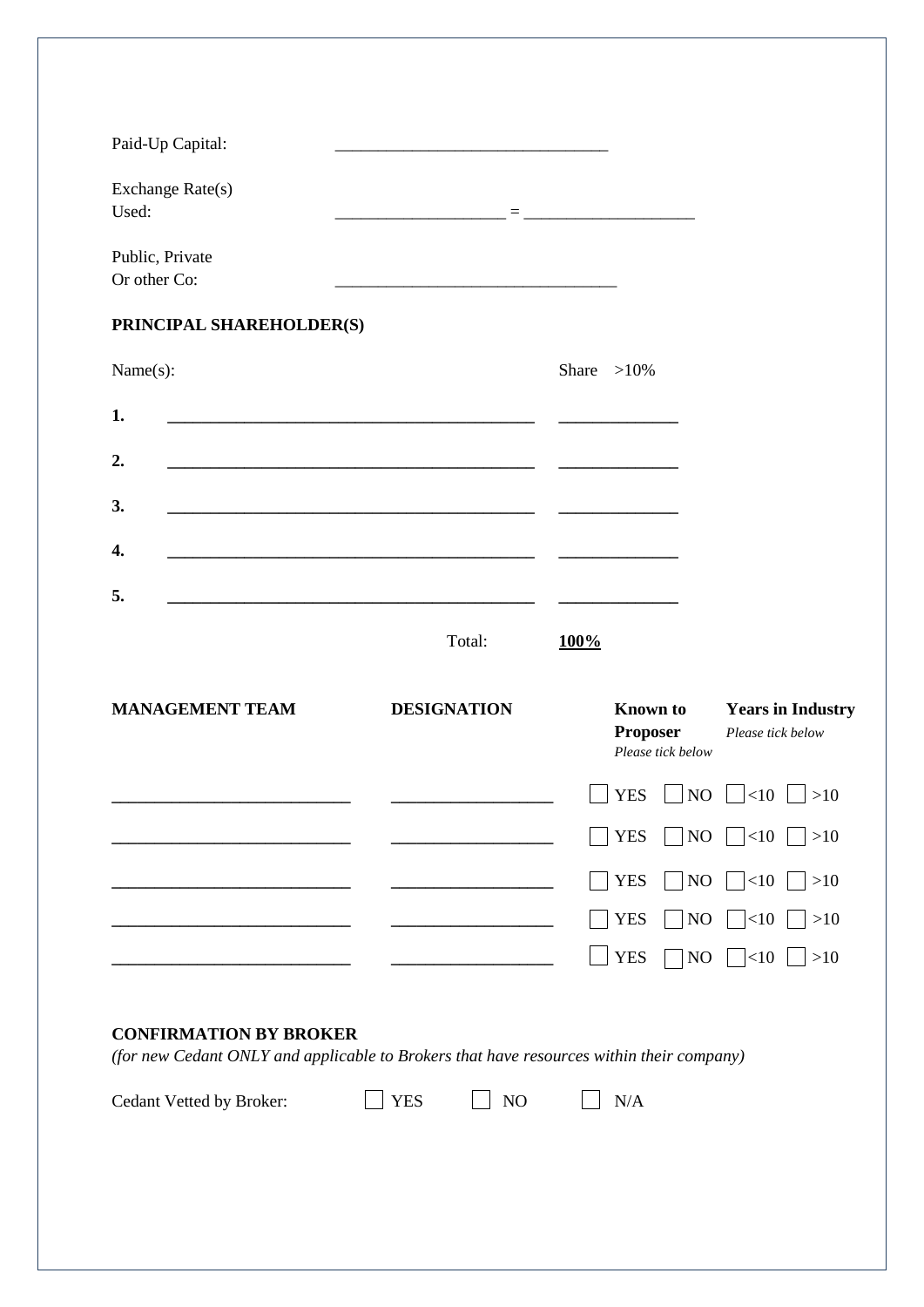Paid-Up Capital: ______________________________

Exchange Rate(s) Used: ___________________ = ___________________

Public, Private Or other Co: ______________________________

**PRINCIPAL SHAREHOLDER(S)**

| | Name(s): | Share >10% |
|---|---|---|
| **1.** | ________________________________________ | _____________ |
| **2.** | ________________________________________ | _____________ |
| **3.** | ________________________________________ | _____________ |
| **4.** | ________________________________________ | _____________ |
| **5.** | ________________________________________ | _____________ |
| | Total: | **100%** |

| **MANAGEMENT TEAM** | **DESIGNATION** | **Known to Proposer** *Please tick below* | **Years in Industry** *Please tick below* |
|---|---|---|---|
| __________________________ | __________________ | ☐ YES ☐ NO | ☐ <10 ☐ >10 |
| __________________________ | __________________ | ☐ YES ☐ NO | ☐ <10 ☐ >10 |
| __________________________ | __________________ | ☐ YES ☐ NO | ☐ <10 ☐ >10 |
| __________________________ | __________________ | ☐ YES ☐ NO | ☐ <10 ☐ >10 |
| __________________________ | __________________ | ☐ YES ☐ NO | ☐ <10 ☐ >10 |

**CONFIRMATION BY BROKER**

*(for new Cedant ONLY and applicable to Brokers that have resources within their company)*

Cedant Vetted by Broker: ☐ YES ☐ NO ☐ N/A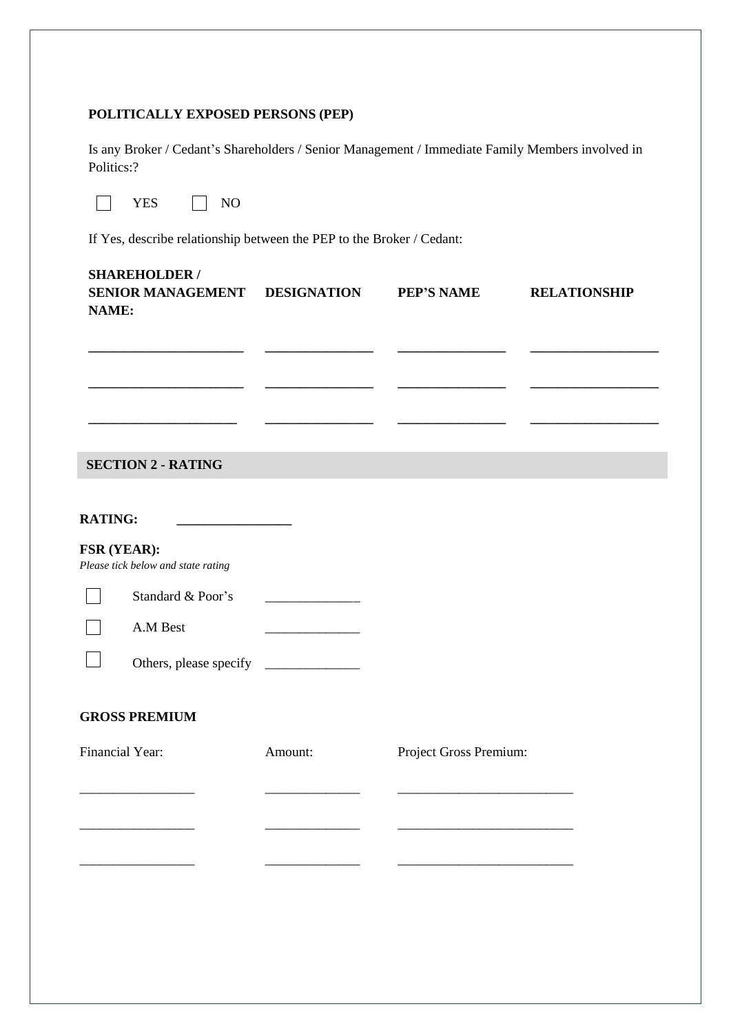**POLITICALLY EXPOSED PERSONS (PEP)**

Is any Broker / Cedant's Shareholders / Senior Management / Immediate Family Members involved in Politics:?

☐ YES ☐ NO

If Yes, describe relationship between the PEP to the Broker / Cedant:

| SHAREHOLDER / SENIOR MANAGEMENT NAME: | DESIGNATION | PEP'S NAME | RELATIONSHIP |
|---|---|---|---|
| ____________________ | ______________ | ______________ | ________________ |
| ____________________ | ______________ | ______________ | ________________ |
| ____________________ | ______________ | ______________ | ________________ |

## SECTION 2 - RATING

**RATING:** ________________

**FSR (YEAR):**
*Please tick below and state rating*

☐ Standard & Poor's ______________

☐ A.M Best ______________

☐ Others, please specify ______________

**GROSS PREMIUM**

| Financial Year: | Amount: | Project Gross Premium: |
|---|---|---|
| ________________ | ______________ | ________________________ |
| ________________ | ______________ | ________________________ |
| ________________ | ______________ | ________________________ |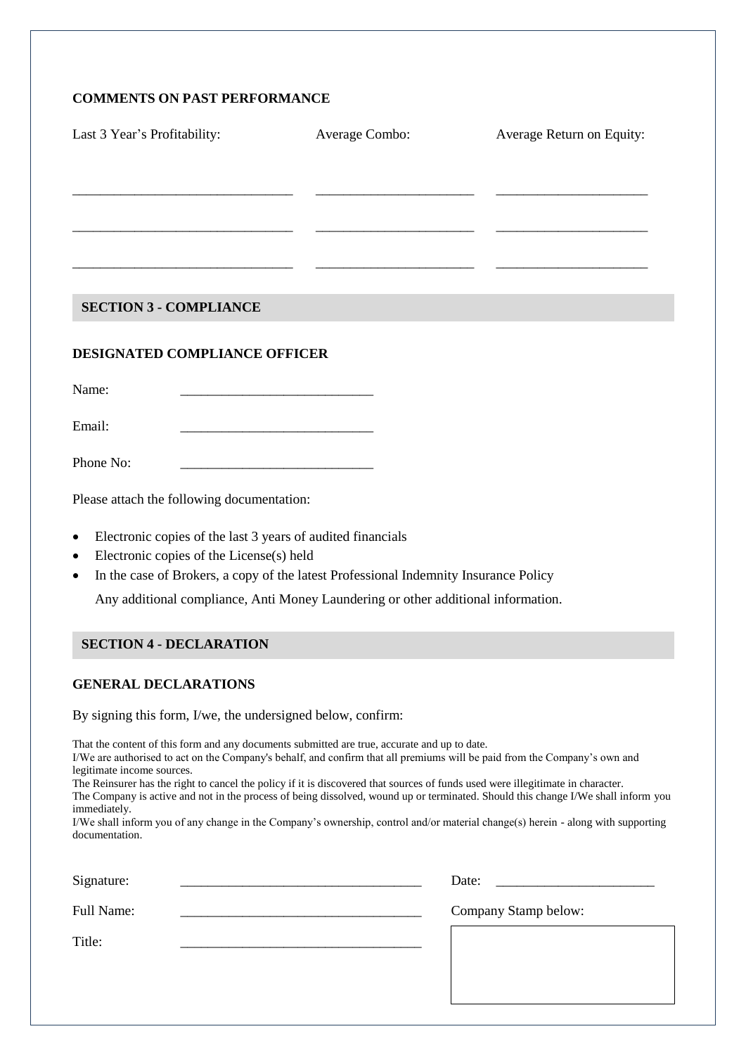### COMMENTS ON PAST PERFORMANCE

| Last 3 Year's Profitability: | Average Combo: | Average Return on Equity: |
| --- | --- | --- |
| _______________________________ | ______________________ | _____________________ |
| _______________________________ | ______________________ | _____________________ |
| _______________________________ | ______________________ | _____________________ |

## SECTION 3 - COMPLIANCE

### DESIGNATED COMPLIANCE OFFICER

Name: ____________________________

Email: ____________________________

Phone No: ____________________________

Please attach the following documentation:

- Electronic copies of the last 3 years of audited financials
- Electronic copies of the License(s) held
- In the case of Brokers, a copy of the latest Professional Indemnity Insurance Policy

  Any additional compliance, Anti Money Laundering or other additional information.

## SECTION 4 - DECLARATION

### GENERAL DECLARATIONS

By signing this form, I/we, the undersigned below, confirm:

That the content of this form and any documents submitted are true, accurate and up to date.
I/We are authorised to act on the Company's behalf, and confirm that all premiums will be paid from the Company's own and legitimate income sources.
The Reinsurer has the right to cancel the policy if it is discovered that sources of funds used were illegitimate in character.
The Company is active and not in the process of being dissolved, wound up or terminated. Should this change I/We shall inform you immediately.
I/We shall inform you of any change in the Company's ownership, control and/or material change(s) herein - along with supporting documentation.

Signature: ___________________________________ Date: _______________________

Full Name: ___________________________________ Company Stamp below:

Title: ___________________________________